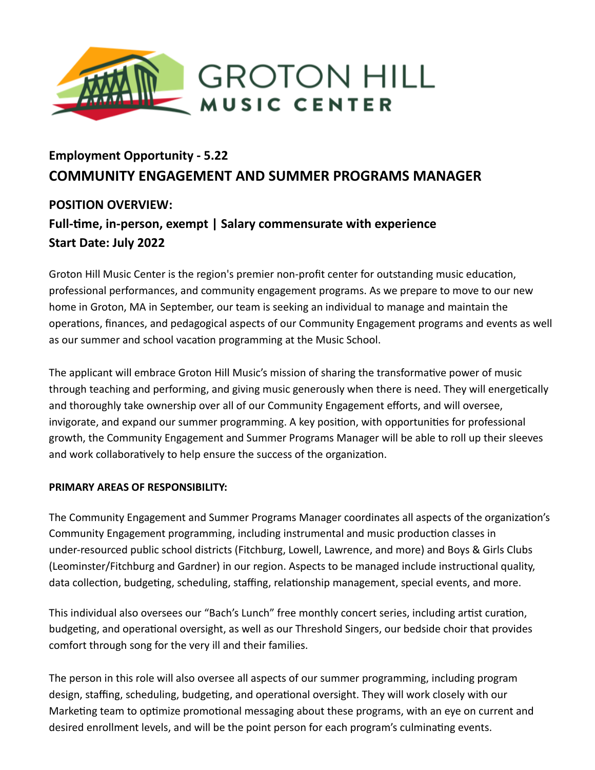GROTON HILL
MUSIC CENTER

## Employment Opportunity - 5.22

# COMMUNITY ENGAGEMENT AND SUMMER PROGRAMS MANAGER

## POSITION OVERVIEW:

**Full-time, in-person, exempt | Salary commensurate with experience**
**Start Date: July 2022**

Groton Hill Music Center is the region's premier non-profit center for outstanding music education, professional performances, and community engagement programs. As we prepare to move to our new home in Groton, MA in September, our team is seeking an individual to manage and maintain the operations, finances, and pedagogical aspects of our Community Engagement programs and events as well as our summer and school vacation programming at the Music School.

The applicant will embrace Groton Hill Music's mission of sharing the transformative power of music through teaching and performing, and giving music generously when there is need. They will energetically and thoroughly take ownership over all of our Community Engagement efforts, and will oversee, invigorate, and expand our summer programming. A key position, with opportunities for professional growth, the Community Engagement and Summer Programs Manager will be able to roll up their sleeves and work collaboratively to help ensure the success of the organization.

### PRIMARY AREAS OF RESPONSIBILITY:

The Community Engagement and Summer Programs Manager coordinates all aspects of the organization's Community Engagement programming, including instrumental and music production classes in under-resourced public school districts (Fitchburg, Lowell, Lawrence, and more) and Boys & Girls Clubs (Leominster/Fitchburg and Gardner) in our region. Aspects to be managed include instructional quality, data collection, budgeting, scheduling, staffing, relationship management, special events, and more.

This individual also oversees our "Bach's Lunch" free monthly concert series, including artist curation, budgeting, and operational oversight, as well as our Threshold Singers, our bedside choir that provides comfort through song for the very ill and their families.

The person in this role will also oversee all aspects of our summer programming, including program design, staffing, scheduling, budgeting, and operational oversight. They will work closely with our Marketing team to optimize promotional messaging about these programs, with an eye on current and desired enrollment levels, and will be the point person for each program's culminating events.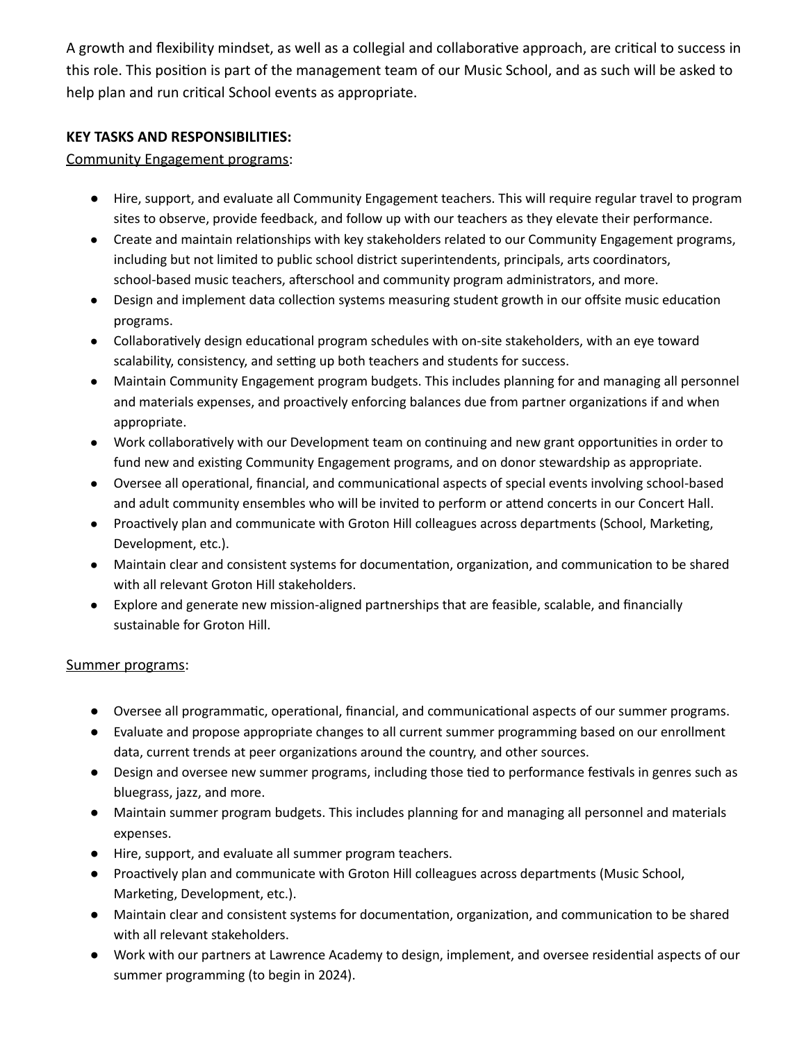A growth and flexibility mindset, as well as a collegial and collaborative approach, are critical to success in this role. This position is part of the management team of our Music School, and as such will be asked to help plan and run critical School events as appropriate.

**KEY TASKS AND RESPONSIBILITIES:**

Community Engagement programs:

- Hire, support, and evaluate all Community Engagement teachers. This will require regular travel to program sites to observe, provide feedback, and follow up with our teachers as they elevate their performance.
- Create and maintain relationships with key stakeholders related to our Community Engagement programs, including but not limited to public school district superintendents, principals, arts coordinators, school-based music teachers, afterschool and community program administrators, and more.
- Design and implement data collection systems measuring student growth in our offsite music education programs.
- Collaboratively design educational program schedules with on-site stakeholders, with an eye toward scalability, consistency, and setting up both teachers and students for success.
- Maintain Community Engagement program budgets. This includes planning for and managing all personnel and materials expenses, and proactively enforcing balances due from partner organizations if and when appropriate.
- Work collaboratively with our Development team on continuing and new grant opportunities in order to fund new and existing Community Engagement programs, and on donor stewardship as appropriate.
- Oversee all operational, financial, and communicational aspects of special events involving school-based and adult community ensembles who will be invited to perform or attend concerts in our Concert Hall.
- Proactively plan and communicate with Groton Hill colleagues across departments (School, Marketing, Development, etc.).
- Maintain clear and consistent systems for documentation, organization, and communication to be shared with all relevant Groton Hill stakeholders.
- Explore and generate new mission-aligned partnerships that are feasible, scalable, and financially sustainable for Groton Hill.

Summer programs:

- Oversee all programmatic, operational, financial, and communicational aspects of our summer programs.
- Evaluate and propose appropriate changes to all current summer programming based on our enrollment data, current trends at peer organizations around the country, and other sources.
- Design and oversee new summer programs, including those tied to performance festivals in genres such as bluegrass, jazz, and more.
- Maintain summer program budgets. This includes planning for and managing all personnel and materials expenses.
- Hire, support, and evaluate all summer program teachers.
- Proactively plan and communicate with Groton Hill colleagues across departments (Music School, Marketing, Development, etc.).
- Maintain clear and consistent systems for documentation, organization, and communication to be shared with all relevant stakeholders.
- Work with our partners at Lawrence Academy to design, implement, and oversee residential aspects of our summer programming (to begin in 2024).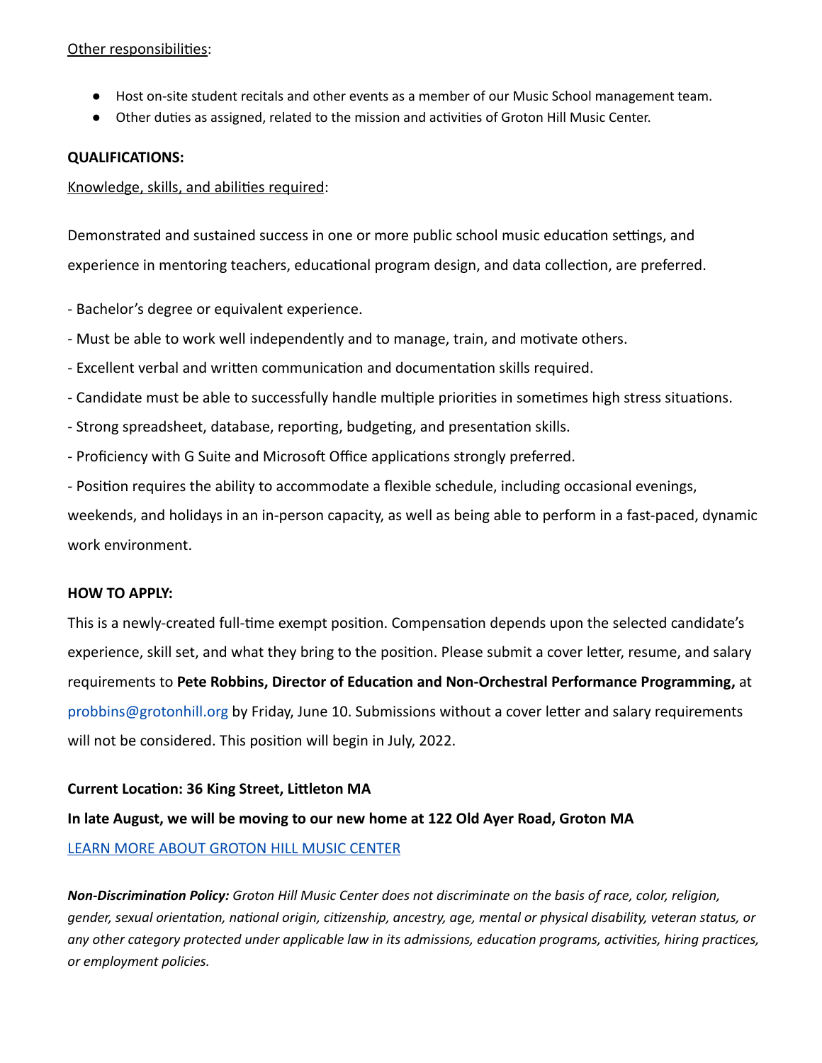Other responsibilities:

- Host on-site student recitals and other events as a member of our Music School management team.
- Other duties as assigned, related to the mission and activities of Groton Hill Music Center.

**QUALIFICATIONS:**

Knowledge, skills, and abilities required:

Demonstrated and sustained success in one or more public school music education settings, and experience in mentoring teachers, educational program design, and data collection, are preferred.

- Bachelor's degree or equivalent experience.
- Must be able to work well independently and to manage, train, and motivate others.
- Excellent verbal and written communication and documentation skills required.
- Candidate must be able to successfully handle multiple priorities in sometimes high stress situations.
- Strong spreadsheet, database, reporting, budgeting, and presentation skills.
- Proficiency with G Suite and Microsoft Office applications strongly preferred.
- Position requires the ability to accommodate a flexible schedule, including occasional evenings, weekends, and holidays in an in-person capacity, as well as being able to perform in a fast-paced, dynamic work environment.

**HOW TO APPLY:**

This is a newly-created full-time exempt position. Compensation depends upon the selected candidate's experience, skill set, and what they bring to the position. Please submit a cover letter, resume, and salary requirements to **Pete Robbins, Director of Education and Non-Orchestral Performance Programming,** at probbins@grotonhill.org by Friday, June 10. Submissions without a cover letter and salary requirements will not be considered. This position will begin in July, 2022.

**Current Location: 36 King Street, Littleton MA**

**In late August, we will be moving to our new home at 122 Old Ayer Road, Groton MA**

LEARN MORE ABOUT GROTON HILL MUSIC CENTER

***Non-Discrimination Policy:*** *Groton Hill Music Center does not discriminate on the basis of race, color, religion, gender, sexual orientation, national origin, citizenship, ancestry, age, mental or physical disability, veteran status, or any other category protected under applicable law in its admissions, education programs, activities, hiring practices, or employment policies.*